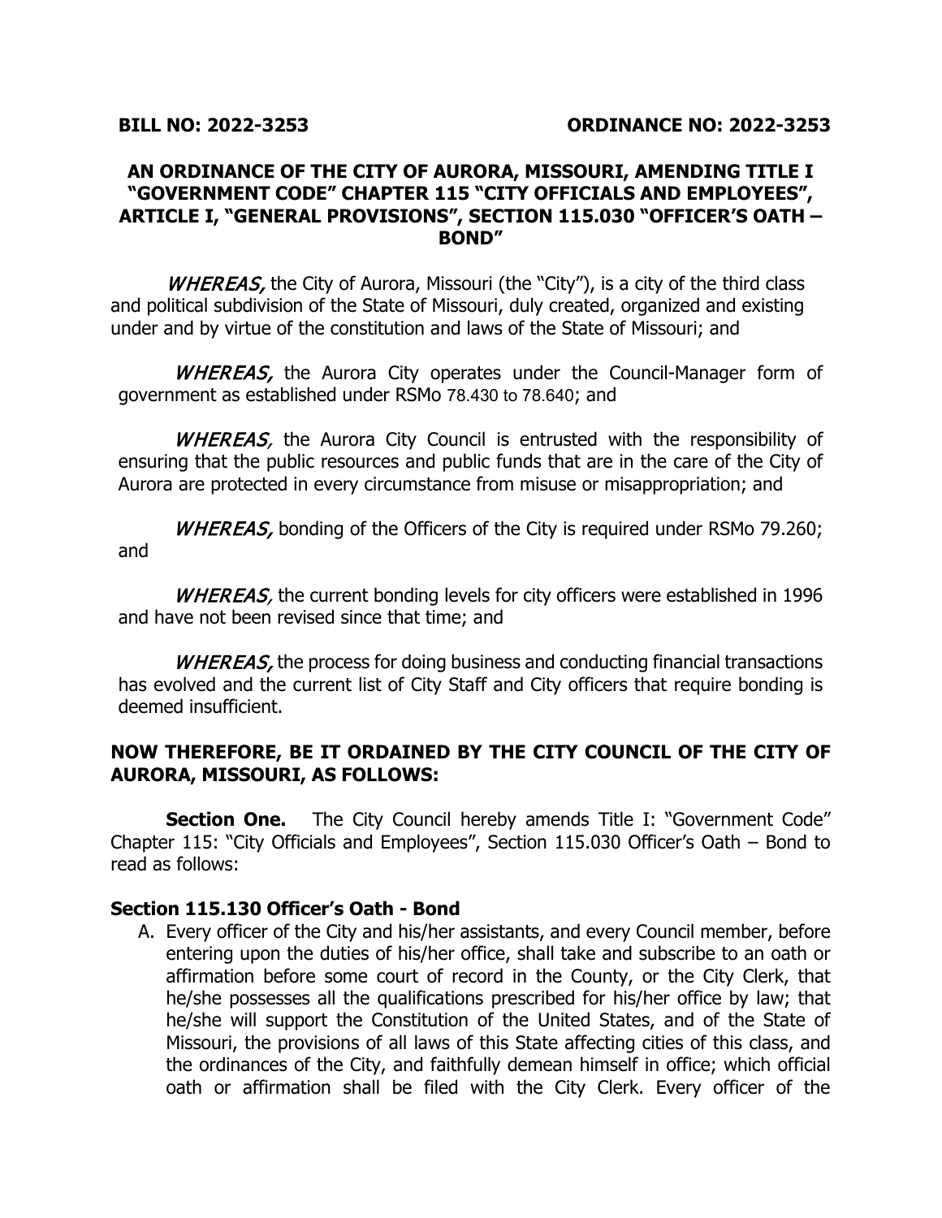**BILL NO: 2022-3253** **ORDINANCE NO: 2022-3253**

## AN ORDINANCE OF THE CITY OF AURORA, MISSOURI, AMENDING TITLE I "GOVERNMENT CODE" CHAPTER 115 "CITY OFFICIALS AND EMPLOYEES", ARTICLE I, "GENERAL PROVISIONS", SECTION 115.030 "OFFICER'S OATH – BOND"

*WHEREAS,* the City of Aurora, Missouri (the "City"), is a city of the third class and political subdivision of the State of Missouri, duly created, organized and existing under and by virtue of the constitution and laws of the State of Missouri; and

*WHEREAS,* the Aurora City operates under the Council-Manager form of government as established under RSMo 78.430 to 78.640; and

*WHEREAS,* the Aurora City Council is entrusted with the responsibility of ensuring that the public resources and public funds that are in the care of the City of Aurora are protected in every circumstance from misuse or misappropriation; and

*WHEREAS,* bonding of the Officers of the City is required under RSMo 79.260; and

*WHEREAS,* the current bonding levels for city officers were established in 1996 and have not been revised since that time; and

*WHEREAS,* the process for doing business and conducting financial transactions has evolved and the current list of City Staff and City officers that require bonding is deemed insufficient.

**NOW THEREFORE, BE IT ORDAINED BY THE CITY COUNCIL OF THE CITY OF AURORA, MISSOURI, AS FOLLOWS:**

**Section One.** The City Council hereby amends Title I: "Government Code" Chapter 115: "City Officials and Employees", Section 115.030 Officer's Oath – Bond to read as follows:

### Section 115.130 Officer's Oath - Bond

A. Every officer of the City and his/her assistants, and every Council member, before entering upon the duties of his/her office, shall take and subscribe to an oath or affirmation before some court of record in the County, or the City Clerk, that he/she possesses all the qualifications prescribed for his/her office by law; that he/she will support the Constitution of the United States, and of the State of Missouri, the provisions of all laws of this State affecting cities of this class, and the ordinances of the City, and faithfully demean himself in office; which official oath or affirmation shall be filed with the City Clerk. Every officer of the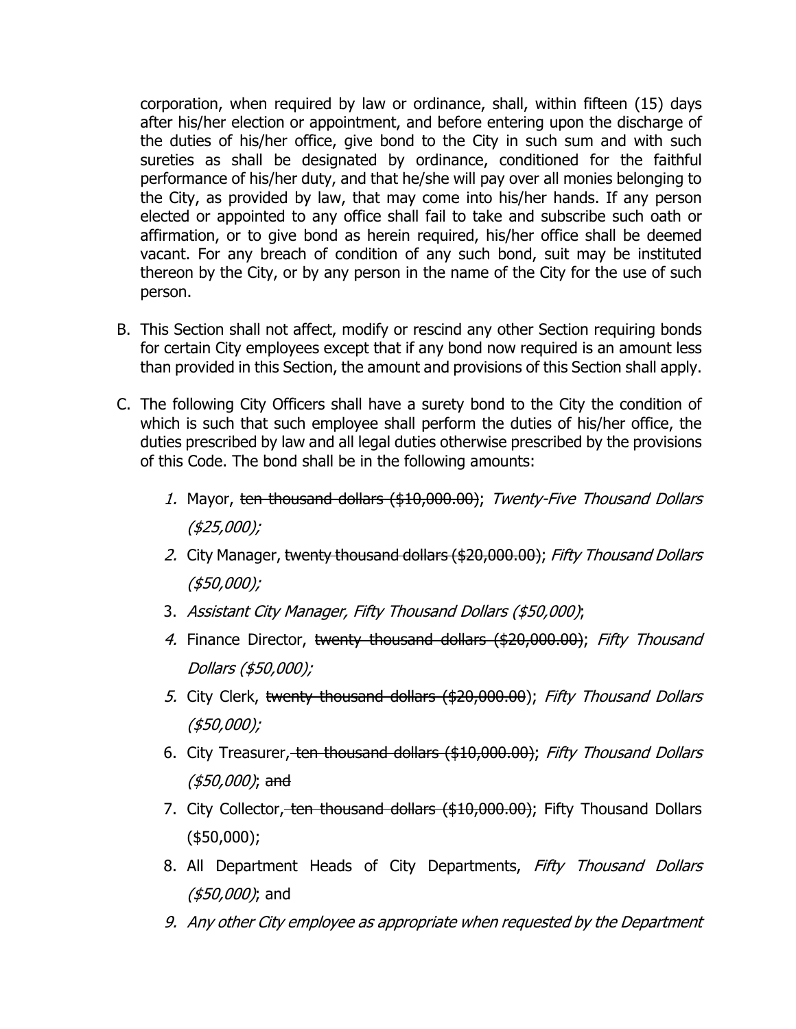corporation, when required by law or ordinance, shall, within fifteen (15) days after his/her election or appointment, and before entering upon the discharge of the duties of his/her office, give bond to the City in such sum and with such sureties as shall be designated by ordinance, conditioned for the faithful performance of his/her duty, and that he/she will pay over all monies belonging to the City, as provided by law, that may come into his/her hands. If any person elected or appointed to any office shall fail to take and subscribe such oath or affirmation, or to give bond as herein required, his/her office shall be deemed vacant. For any breach of condition of any such bond, suit may be instituted thereon by the City, or by any person in the name of the City for the use of such person.

B. This Section shall not affect, modify or rescind any other Section requiring bonds for certain City employees except that if any bond now required is an amount less than provided in this Section, the amount and provisions of this Section shall apply.

C. The following City Officers shall have a surety bond to the City the condition of which is such that such employee shall perform the duties of his/her office, the duties prescribed by law and all legal duties otherwise prescribed by the provisions of this Code. The bond shall be in the following amounts:

   *1.* Mayor, ~~ten thousand dollars ($10,000.00)~~; *Twenty-Five Thousand Dollars ($25,000);*

   *2.* City Manager, ~~twenty thousand dollars ($20,000.00)~~; *Fifty Thousand Dollars ($50,000);*

   3. *Assistant City Manager, Fifty Thousand Dollars ($50,000)*;

   *4.* Finance Director, ~~twenty thousand dollars ($20,000.00)~~; *Fifty Thousand Dollars ($50,000);*

   *5.* City Clerk, ~~twenty thousand dollars ($20,000.00~~); *Fifty Thousand Dollars ($50,000);*

   6. City Treasurer~~, ten thousand dollars ($10,000.00)~~; *Fifty Thousand Dollars ($50,000)*; ~~and~~

   7. City Collector~~, ten thousand dollars ($10,000.00)~~; Fifty Thousand Dollars ($50,000);

   8. All Department Heads of City Departments, *Fifty Thousand Dollars ($50,000)*; and

   *9. Any other City employee as appropriate when requested by the Department*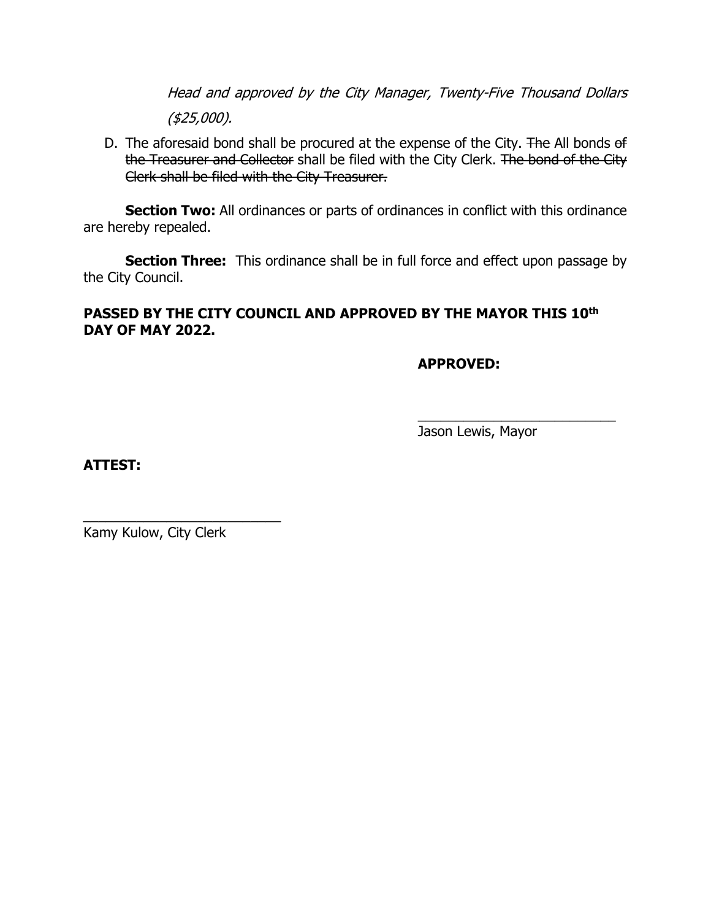*Head and approved by the City Manager, Twenty-Five Thousand Dollars ($25,000).*

D. The aforesaid bond shall be procured at the expense of the City. ~~The~~ All bonds ~~of the Treasurer and Collector~~ shall be filed with the City Clerk. ~~The bond of the City Clerk shall be filed with the City Treasurer.~~

**Section Two:** All ordinances or parts of ordinances in conflict with this ordinance are hereby repealed.

**Section Three:** This ordinance shall be in full force and effect upon passage by the City Council.

**PASSED BY THE CITY COUNCIL AND APPROVED BY THE MAYOR THIS 10th DAY OF MAY 2022.**

**APPROVED:**

___________________________

Jason Lewis, Mayor

**ATTEST:**

___________________________

Kamy Kulow, City Clerk